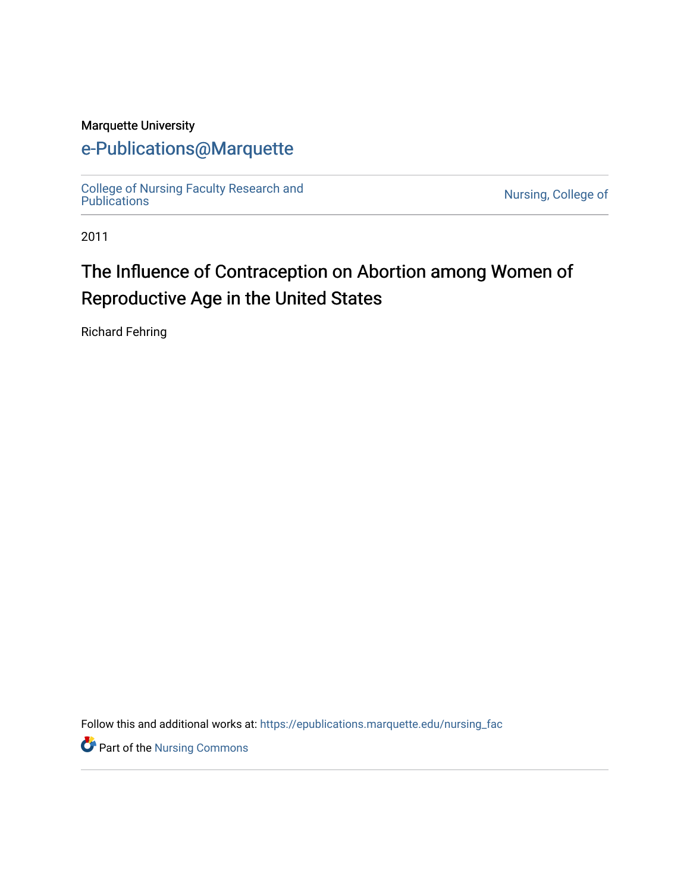Marquette University

# e-Publications@Marquette

College of Nursing Faculty Research and Publications

Nursing, College of

2011

# The Influence of Contraception on Abortion among Women of Reproductive Age in the United States

Richard Fehring

Follow this and additional works at: https://epublications.marquette.edu/nursing_fac

Part of the Nursing Commons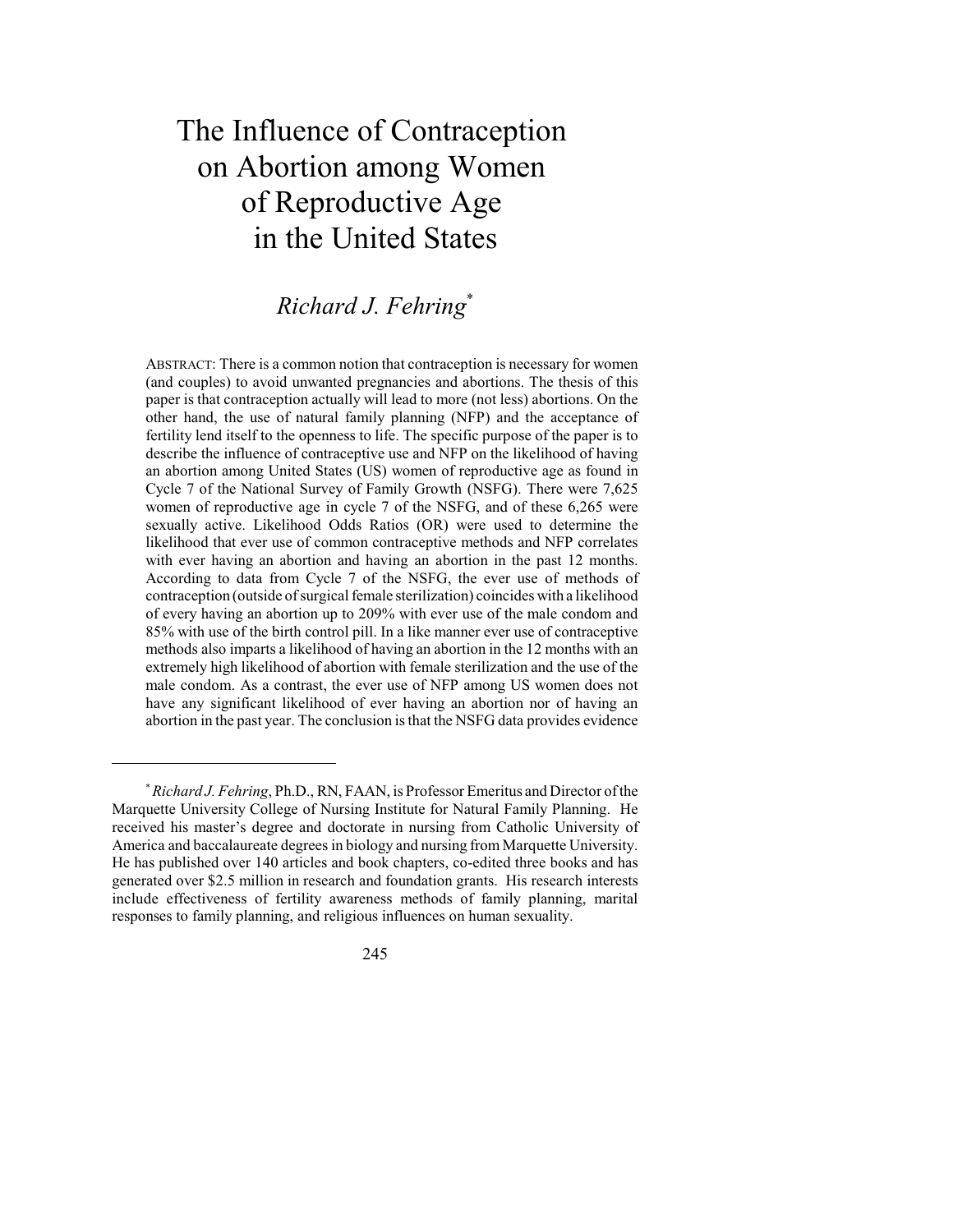# The Influence of Contraception on Abortion among Women of Reproductive Age in the United States

*Richard J. Fehring*[*]

ABSTRACT: There is a common notion that contraception is necessary for women (and couples) to avoid unwanted pregnancies and abortions. The thesis of this paper is that contraception actually will lead to more (not less) abortions. On the other hand, the use of natural family planning (NFP) and the acceptance of fertility lend itself to the openness to life. The specific purpose of the paper is to describe the influence of contraceptive use and NFP on the likelihood of having an abortion among United States (US) women of reproductive age as found in Cycle 7 of the National Survey of Family Growth (NSFG). There were 7,625 women of reproductive age in cycle 7 of the NSFG, and of these 6,265 were sexually active. Likelihood Odds Ratios (OR) were used to determine the likelihood that ever use of common contraceptive methods and NFP correlates with ever having an abortion and having an abortion in the past 12 months. According to data from Cycle 7 of the NSFG, the ever use of methods of contraception (outside of surgical female sterilization) coincides with a likelihood of every having an abortion up to 209% with ever use of the male condom and 85% with use of the birth control pill. In a like manner ever use of contraceptive methods also imparts a likelihood of having an abortion in the 12 months with an extremely high likelihood of abortion with female sterilization and the use of the male condom. As a contrast, the ever use of NFP among US women does not have any significant likelihood of ever having an abortion nor of having an abortion in the past year. The conclusion is that the NSFG data provides evidence

---

[*] *Richard J. Fehring*, Ph.D., RN, FAAN, is Professor Emeritus and Director of the Marquette University College of Nursing Institute for Natural Family Planning. He received his master's degree and doctorate in nursing from Catholic University of America and baccalaureate degrees in biology and nursing from Marquette University. He has published over 140 articles and book chapters, co-edited three books and has generated over $2.5 million in research and foundation grants. His research interests include effectiveness of fertility awareness methods of family planning, marital responses to family planning, and religious influences on human sexuality.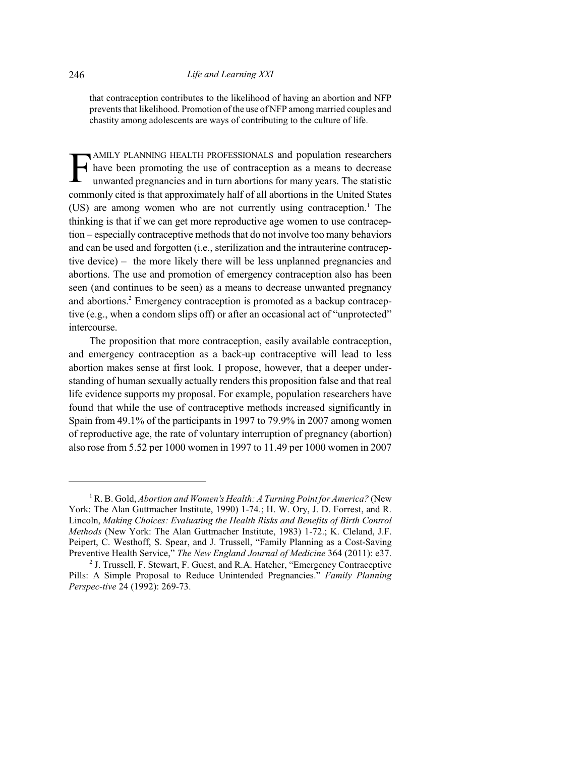that contraception contributes to the likelihood of having an abortion and NFP prevents that likelihood. Promotion of the use of NFP among married couples and chastity among adolescents are ways of contributing to the culture of life.

FAMILY PLANNING HEALTH PROFESSIONALS and population researchers have been promoting the use of contraception as a means to decrease unwanted pregnancies and in turn abortions for many years. The statistic commonly cited is that approximately half of all abortions in the United States (US) are among women who are not currently using contraception.[1] The thinking is that if we can get more reproductive age women to use contraception – especially contraceptive methods that do not involve too many behaviors and can be used and forgotten (i.e., sterilization and the intrauterine contraceptive device) – the more likely there will be less unplanned pregnancies and abortions. The use and promotion of emergency contraception also has been seen (and continues to be seen) as a means to decrease unwanted pregnancy and abortions.[2] Emergency contraception is promoted as a backup contraceptive (e.g., when a condom slips off) or after an occasional act of "unprotected" intercourse.

The proposition that more contraception, easily available contraception, and emergency contraception as a back-up contraceptive will lead to less abortion makes sense at first look. I propose, however, that a deeper understanding of human sexually actually renders this proposition false and that real life evidence supports my proposal. For example, population researchers have found that while the use of contraceptive methods increased significantly in Spain from 49.1% of the participants in 1997 to 79.9% in 2007 among women of reproductive age, the rate of voluntary interruption of pregnancy (abortion) also rose from 5.52 per 1000 women in 1997 to 11.49 per 1000 women in 2007

---

[1] R. B. Gold, *Abortion and Women's Health: A Turning Point for America?* (New York: The Alan Guttmacher Institute, 1990) 1-74.; H. W. Ory, J. D. Forrest, and R. Lincoln, *Making Choices: Evaluating the Health Risks and Benefits of Birth Control Methods* (New York: The Alan Guttmacher Institute, 1983) 1-72.; K. Cleland, J.F. Peipert, C. Westhoff, S. Spear, and J. Trussell, "Family Planning as a Cost-Saving Preventive Health Service," *The New England Journal of Medicine* 364 (2011): e37.

[2] J. Trussell, F. Stewart, F. Guest, and R.A. Hatcher, "Emergency Contraceptive Pills: A Simple Proposal to Reduce Unintended Pregnancies." *Family Planning Perspec-tive* 24 (1992): 269-73.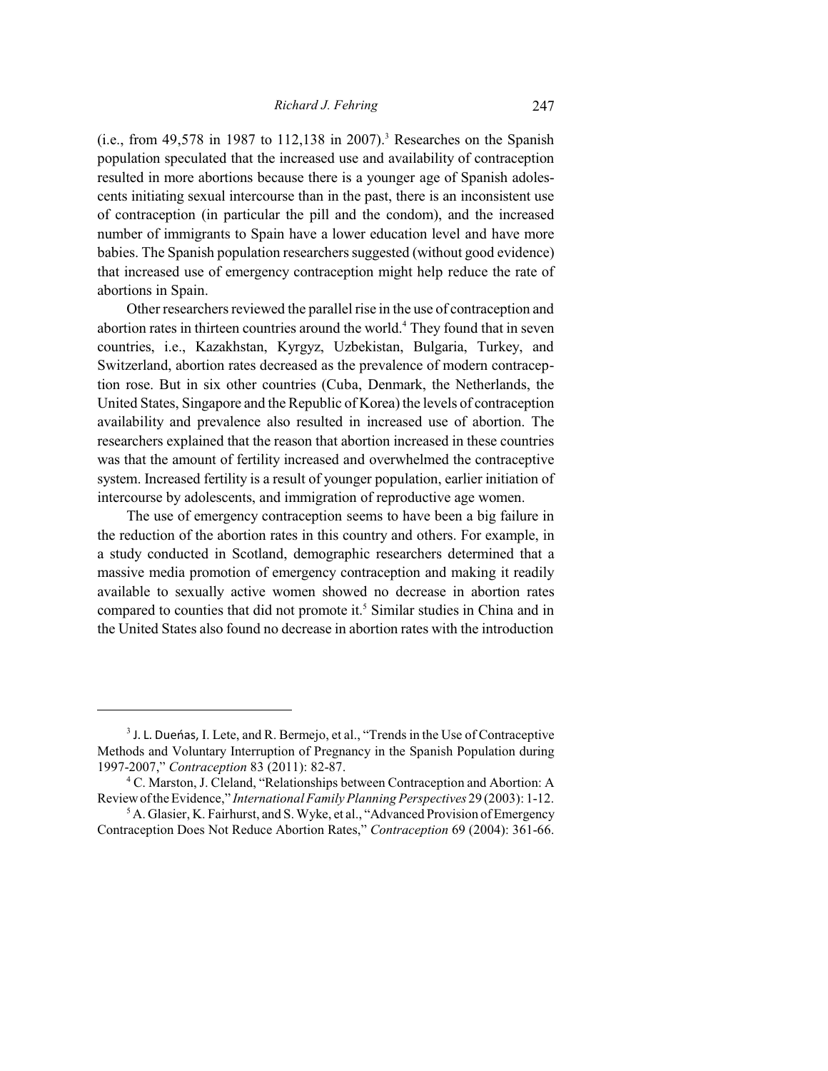(i.e., from 49,578 in 1987 to 112,138 in 2007).[3] Researches on the Spanish population speculated that the increased use and availability of contraception resulted in more abortions because there is a younger age of Spanish adolescents initiating sexual intercourse than in the past, there is an inconsistent use of contraception (in particular the pill and the condom), and the increased number of immigrants to Spain have a lower education level and have more babies. The Spanish population researchers suggested (without good evidence) that increased use of emergency contraception might help reduce the rate of abortions in Spain.

Other researchers reviewed the parallel rise in the use of contraception and abortion rates in thirteen countries around the world.[4] They found that in seven countries, i.e., Kazakhstan, Kyrgyz, Uzbekistan, Bulgaria, Turkey, and Switzerland, abortion rates decreased as the prevalence of modern contraception rose. But in six other countries (Cuba, Denmark, the Netherlands, the United States, Singapore and the Republic of Korea) the levels of contraception availability and prevalence also resulted in increased use of abortion. The researchers explained that the reason that abortion increased in these countries was that the amount of fertility increased and overwhelmed the contraceptive system. Increased fertility is a result of younger population, earlier initiation of intercourse by adolescents, and immigration of reproductive age women.

The use of emergency contraception seems to have been a big failure in the reduction of the abortion rates in this country and others. For example, in a study conducted in Scotland, demographic researchers determined that a massive media promotion of emergency contraception and making it readily available to sexually active women showed no decrease in abortion rates compared to counties that did not promote it.[5] Similar studies in China and in the United States also found no decrease in abortion rates with the introduction

---

[3] J. L. Dueńas, I. Lete, and R. Bermejo, et al., "Trends in the Use of Contraceptive Methods and Voluntary Interruption of Pregnancy in the Spanish Population during 1997-2007," *Contraception* 83 (2011): 82-87.

[4] C. Marston, J. Cleland, "Relationships between Contraception and Abortion: A Review of the Evidence," *International Family Planning Perspectives* 29 (2003): 1-12.

[5] A. Glasier, K. Fairhurst, and S. Wyke, et al., "Advanced Provision of Emergency Contraception Does Not Reduce Abortion Rates," *Contraception* 69 (2004): 361-66.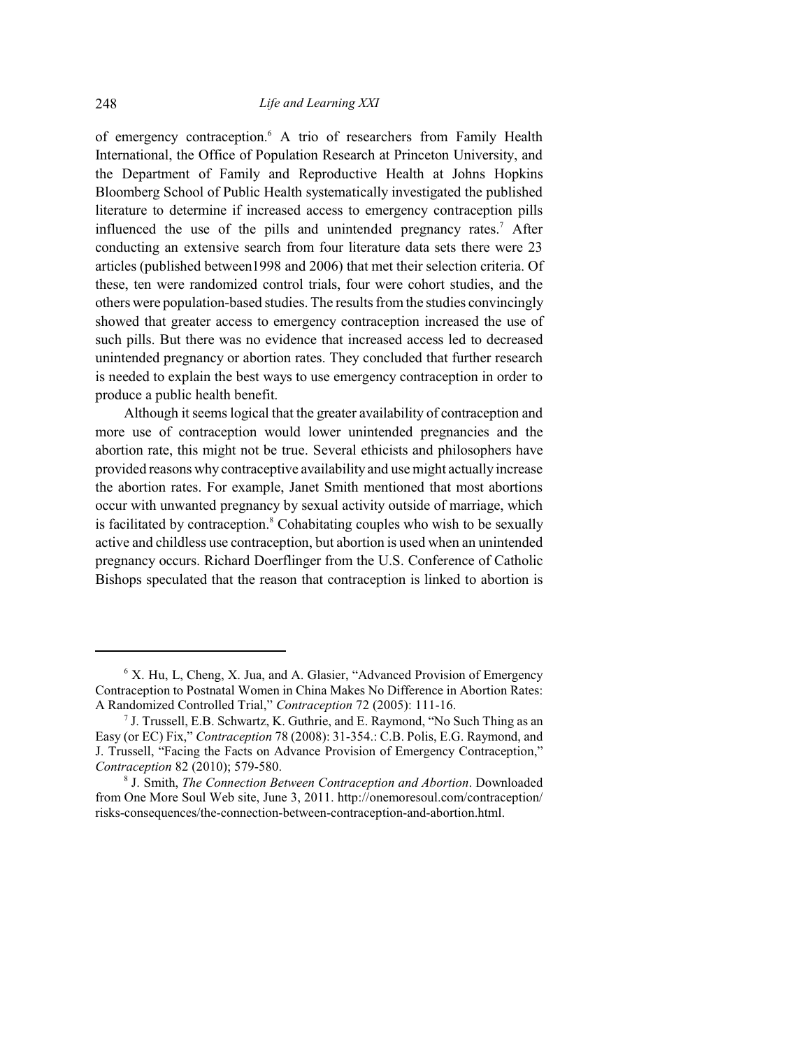of emergency contraception.[6] A trio of researchers from Family Health International, the Office of Population Research at Princeton University, and the Department of Family and Reproductive Health at Johns Hopkins Bloomberg School of Public Health systematically investigated the published literature to determine if increased access to emergency contraception pills influenced the use of the pills and unintended pregnancy rates.[7] After conducting an extensive search from four literature data sets there were 23 articles (published between1998 and 2006) that met their selection criteria. Of these, ten were randomized control trials, four were cohort studies, and the others were population-based studies. The results from the studies convincingly showed that greater access to emergency contraception increased the use of such pills. But there was no evidence that increased access led to decreased unintended pregnancy or abortion rates. They concluded that further research is needed to explain the best ways to use emergency contraception in order to produce a public health benefit.

Although it seems logical that the greater availability of contraception and more use of contraception would lower unintended pregnancies and the abortion rate, this might not be true. Several ethicists and philosophers have provided reasons why contraceptive availability and use might actually increase the abortion rates. For example, Janet Smith mentioned that most abortions occur with unwanted pregnancy by sexual activity outside of marriage, which is facilitated by contraception.[8] Cohabitating couples who wish to be sexually active and childless use contraception, but abortion is used when an unintended pregnancy occurs. Richard Doerflinger from the U.S. Conference of Catholic Bishops speculated that the reason that contraception is linked to abortion is

---

[6] X. Hu, L, Cheng, X. Jua, and A. Glasier, "Advanced Provision of Emergency Contraception to Postnatal Women in China Makes No Difference in Abortion Rates: A Randomized Controlled Trial," *Contraception* 72 (2005): 111-16.

[7] J. Trussell, E.B. Schwartz, K. Guthrie, and E. Raymond, "No Such Thing as an Easy (or EC) Fix," *Contraception* 78 (2008): 31-354.: C.B. Polis, E.G. Raymond, and J. Trussell, "Facing the Facts on Advance Provision of Emergency Contraception," *Contraception* 82 (2010); 579-580.

[8] J. Smith, *The Connection Between Contraception and Abortion*. Downloaded from One More Soul Web site, June 3, 2011. http://onemoresoul.com/contraception/risks-consequences/the-connection-between-contraception-and-abortion.html.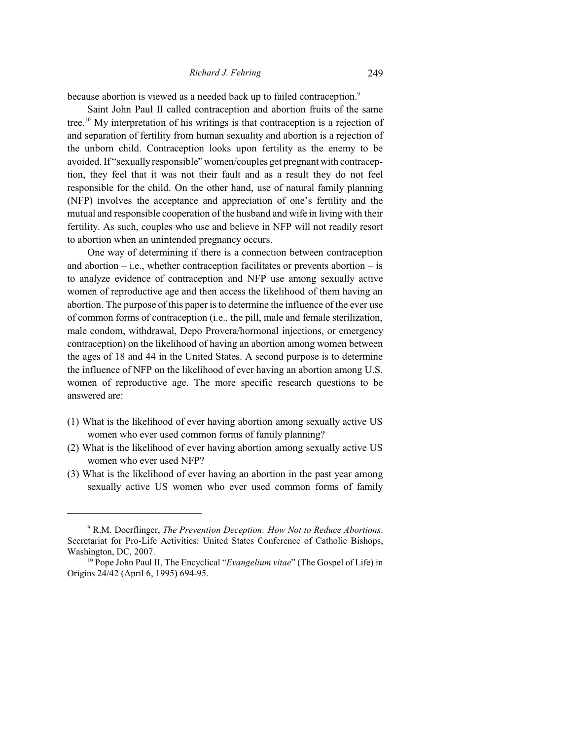because abortion is viewed as a needed back up to failed contraception.[9]

Saint John Paul II called contraception and abortion fruits of the same tree.[10] My interpretation of his writings is that contraception is a rejection of and separation of fertility from human sexuality and abortion is a rejection of the unborn child. Contraception looks upon fertility as the enemy to be avoided. If "sexually responsible" women/couples get pregnant with contraception, they feel that it was not their fault and as a result they do not feel responsible for the child. On the other hand, use of natural family planning (NFP) involves the acceptance and appreciation of one's fertility and the mutual and responsible cooperation of the husband and wife in living with their fertility. As such, couples who use and believe in NFP will not readily resort to abortion when an unintended pregnancy occurs.

One way of determining if there is a connection between contraception and abortion – i.e., whether contraception facilitates or prevents abortion – is to analyze evidence of contraception and NFP use among sexually active women of reproductive age and then access the likelihood of them having an abortion. The purpose of this paper is to determine the influence of the ever use of common forms of contraception (i.e., the pill, male and female sterilization, male condom, withdrawal, Depo Provera/hormonal injections, or emergency contraception) on the likelihood of having an abortion among women between the ages of 18 and 44 in the United States. A second purpose is to determine the influence of NFP on the likelihood of ever having an abortion among U.S. women of reproductive age. The more specific research questions to be answered are:

(1) What is the likelihood of ever having abortion among sexually active US women who ever used common forms of family planning?
(2) What is the likelihood of ever having abortion among sexually active US women who ever used NFP?
(3) What is the likelihood of ever having an abortion in the past year among sexually active US women who ever used common forms of family

---

[9] R.M. Doerflinger, *The Prevention Deception: How Not to Reduce Abortions*. Secretariat for Pro-Life Activities: United States Conference of Catholic Bishops, Washington, DC, 2007.

[10] Pope John Paul II, The Encyclical "*Evangelium vitae*" (The Gospel of Life) in Origins 24/42 (April 6, 1995) 694-95.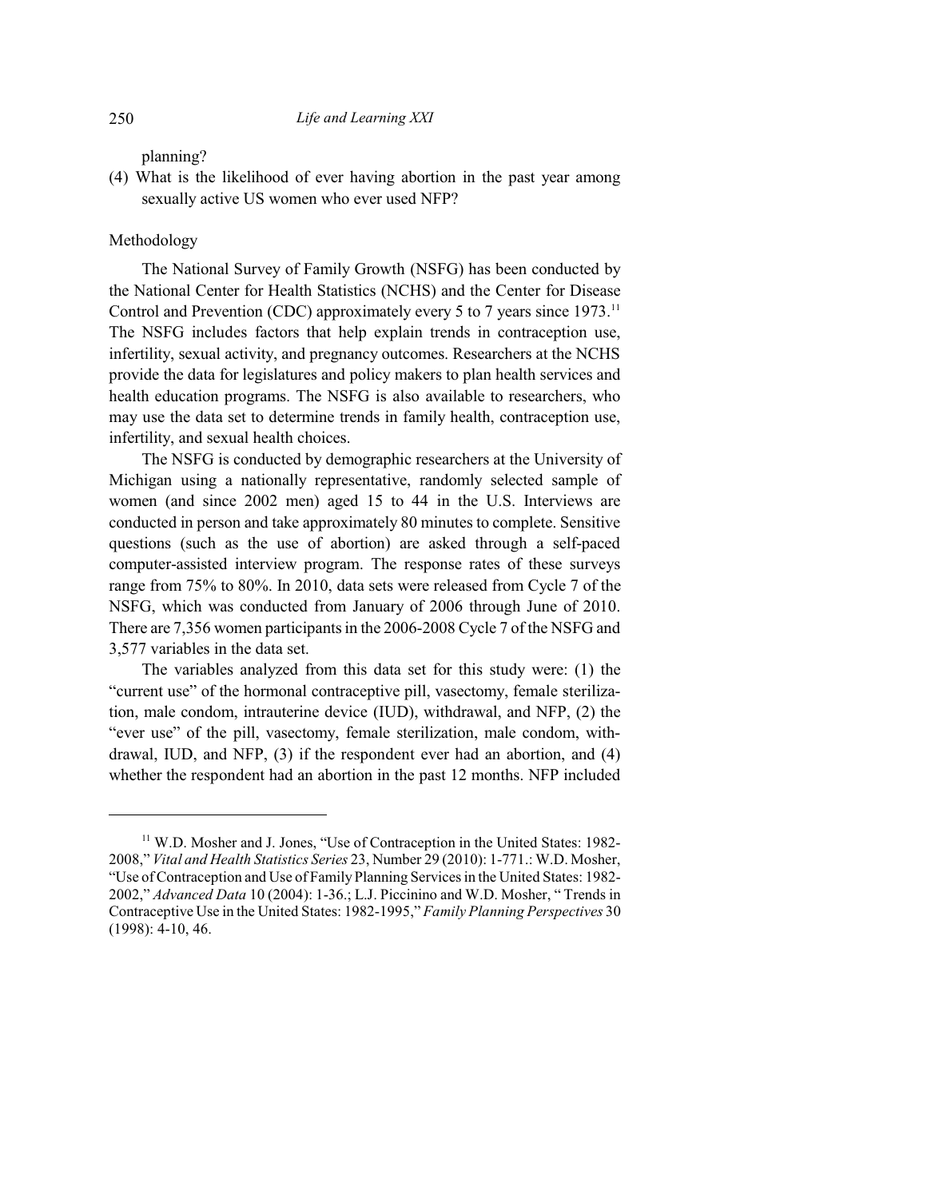planning?

(4) What is the likelihood of ever having abortion in the past year among sexually active US women who ever used NFP?

## Methodology

The National Survey of Family Growth (NSFG) has been conducted by the National Center for Health Statistics (NCHS) and the Center for Disease Control and Prevention (CDC) approximately every 5 to 7 years since 1973.[11] The NSFG includes factors that help explain trends in contraception use, infertility, sexual activity, and pregnancy outcomes. Researchers at the NCHS provide the data for legislatures and policy makers to plan health services and health education programs. The NSFG is also available to researchers, who may use the data set to determine trends in family health, contraception use, infertility, and sexual health choices.

The NSFG is conducted by demographic researchers at the University of Michigan using a nationally representative, randomly selected sample of women (and since 2002 men) aged 15 to 44 in the U.S. Interviews are conducted in person and take approximately 80 minutes to complete. Sensitive questions (such as the use of abortion) are asked through a self-paced computer-assisted interview program. The response rates of these surveys range from 75% to 80%. In 2010, data sets were released from Cycle 7 of the NSFG, which was conducted from January of 2006 through June of 2010. There are 7,356 women participants in the 2006-2008 Cycle 7 of the NSFG and 3,577 variables in the data set.

The variables analyzed from this data set for this study were: (1) the "current use" of the hormonal contraceptive pill, vasectomy, female sterilization, male condom, intrauterine device (IUD), withdrawal, and NFP, (2) the "ever use" of the pill, vasectomy, female sterilization, male condom, withdrawal, IUD, and NFP, (3) if the respondent ever had an abortion, and (4) whether the respondent had an abortion in the past 12 months. NFP included

---

[11] W.D. Mosher and J. Jones, "Use of Contraception in the United States: 1982-2008," *Vital and Health Statistics Series* 23, Number 29 (2010): 1-771.: W.D. Mosher, "Use of Contraception and Use of Family Planning Services in the United States: 1982-2002," *Advanced Data* 10 (2004): 1-36.; L.J. Piccinino and W.D. Mosher, " Trends in Contraceptive Use in the United States: 1982-1995," *Family Planning Perspectives* 30 (1998): 4-10, 46.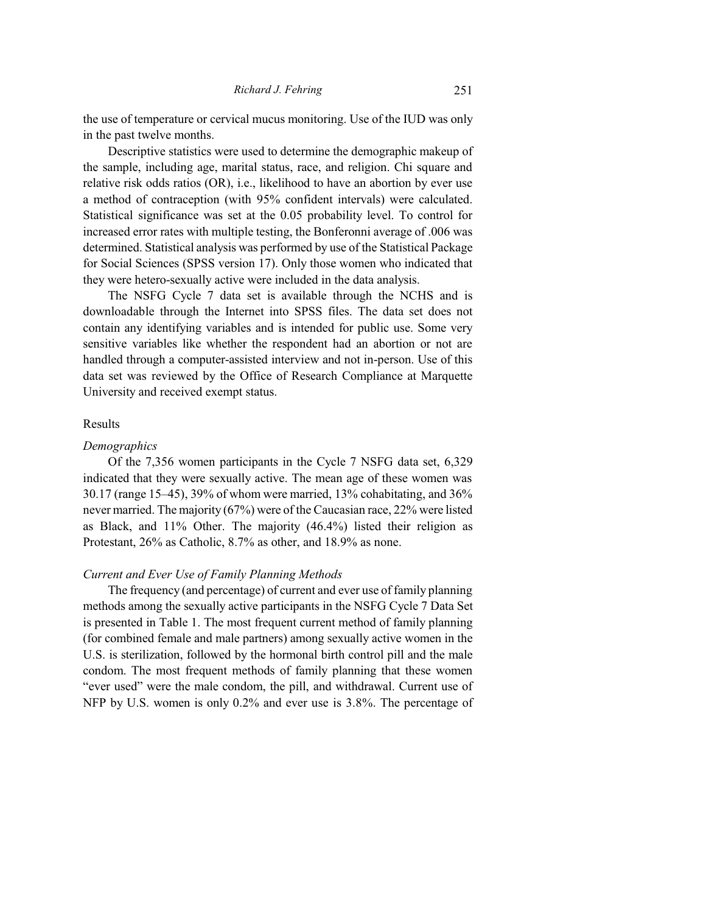the use of temperature or cervical mucus monitoring. Use of the IUD was only in the past twelve months.

Descriptive statistics were used to determine the demographic makeup of the sample, including age, marital status, race, and religion. Chi square and relative risk odds ratios (OR), i.e., likelihood to have an abortion by ever use a method of contraception (with 95% confident intervals) were calculated. Statistical significance was set at the 0.05 probability level. To control for increased error rates with multiple testing, the Bonferonni average of .006 was determined. Statistical analysis was performed by use of the Statistical Package for Social Sciences (SPSS version 17). Only those women who indicated that they were hetero-sexually active were included in the data analysis.

The NSFG Cycle 7 data set is available through the NCHS and is downloadable through the Internet into SPSS files. The data set does not contain any identifying variables and is intended for public use. Some very sensitive variables like whether the respondent had an abortion or not are handled through a computer-assisted interview and not in-person. Use of this data set was reviewed by the Office of Research Compliance at Marquette University and received exempt status.

## Results

### *Demographics*

Of the 7,356 women participants in the Cycle 7 NSFG data set, 6,329 indicated that they were sexually active. The mean age of these women was 30.17 (range 15–45), 39% of whom were married, 13% cohabitating, and 36% never married. The majority (67%) were of the Caucasian race, 22% were listed as Black, and 11% Other. The majority (46.4%) listed their religion as Protestant, 26% as Catholic, 8.7% as other, and 18.9% as none.

### *Current and Ever Use of Family Planning Methods*

The frequency (and percentage) of current and ever use of family planning methods among the sexually active participants in the NSFG Cycle 7 Data Set is presented in Table 1. The most frequent current method of family planning (for combined female and male partners) among sexually active women in the U.S. is sterilization, followed by the hormonal birth control pill and the male condom. The most frequent methods of family planning that these women "ever used" were the male condom, the pill, and withdrawal. Current use of NFP by U.S. women is only 0.2% and ever use is 3.8%. The percentage of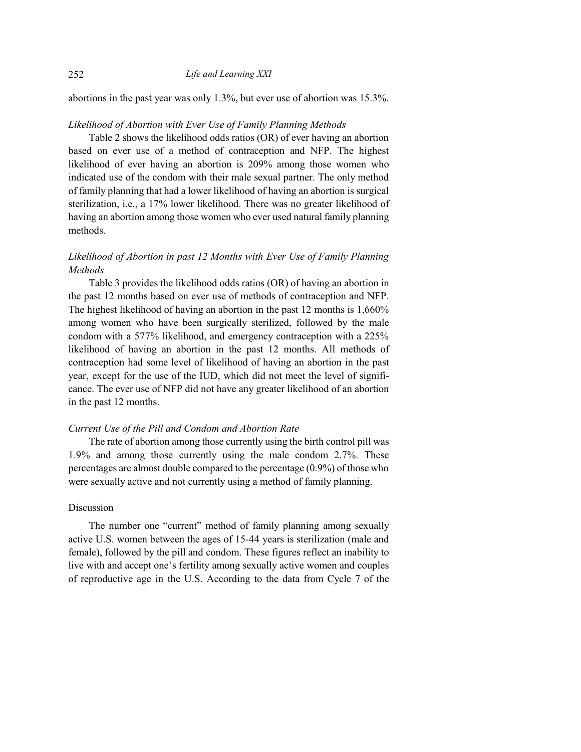abortions in the past year was only 1.3%, but ever use of abortion was 15.3%.

*Likelihood of Abortion with Ever Use of Family Planning Methods*

Table 2 shows the likelihood odds ratios (OR) of ever having an abortion based on ever use of a method of contraception and NFP. The highest likelihood of ever having an abortion is 209% among those women who indicated use of the condom with their male sexual partner. The only method of family planning that had a lower likelihood of having an abortion is surgical sterilization, i.e., a 17% lower likelihood. There was no greater likelihood of having an abortion among those women who ever used natural family planning methods.

*Likelihood of Abortion in past 12 Months with Ever Use of Family Planning Methods*

Table 3 provides the likelihood odds ratios (OR) of having an abortion in the past 12 months based on ever use of methods of contraception and NFP. The highest likelihood of having an abortion in the past 12 months is 1,660% among women who have been surgically sterilized, followed by the male condom with a 577% likelihood, and emergency contraception with a 225% likelihood of having an abortion in the past 12 months. All methods of contraception had some level of likelihood of having an abortion in the past year, except for the use of the IUD, which did not meet the level of significance. The ever use of NFP did not have any greater likelihood of an abortion in the past 12 months.

*Current Use of the Pill and Condom and Abortion Rate*

The rate of abortion among those currently using the birth control pill was 1.9% and among those currently using the male condom 2.7%. These percentages are almost double compared to the percentage (0.9%) of those who were sexually active and not currently using a method of family planning.

## Discussion

The number one "current" method of family planning among sexually active U.S. women between the ages of 15-44 years is sterilization (male and female), followed by the pill and condom. These figures reflect an inability to live with and accept one's fertility among sexually active women and couples of reproductive age in the U.S. According to the data from Cycle 7 of the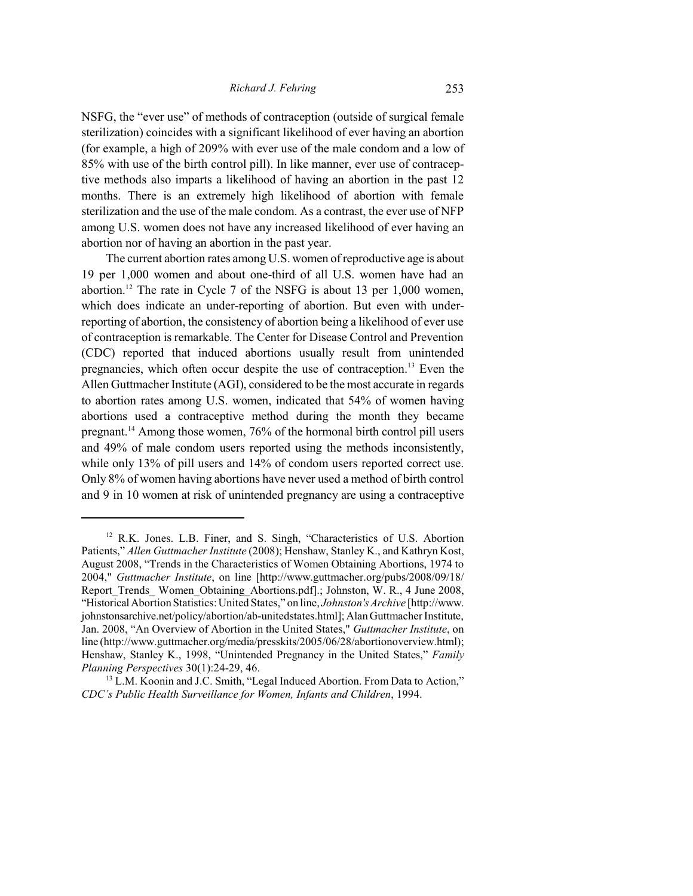NSFG, the "ever use" of methods of contraception (outside of surgical female sterilization) coincides with a significant likelihood of ever having an abortion (for example, a high of 209% with ever use of the male condom and a low of 85% with use of the birth control pill). In like manner, ever use of contraceptive methods also imparts a likelihood of having an abortion in the past 12 months. There is an extremely high likelihood of abortion with female sterilization and the use of the male condom. As a contrast, the ever use of NFP among U.S. women does not have any increased likelihood of ever having an abortion nor of having an abortion in the past year.

The current abortion rates among U.S. women of reproductive age is about 19 per 1,000 women and about one-third of all U.S. women have had an abortion.[12] The rate in Cycle 7 of the NSFG is about 13 per 1,000 women, which does indicate an under-reporting of abortion. But even with under-reporting of abortion, the consistency of abortion being a likelihood of ever use of contraception is remarkable. The Center for Disease Control and Prevention (CDC) reported that induced abortions usually result from unintended pregnancies, which often occur despite the use of contraception.[13] Even the Allen Guttmacher Institute (AGI), considered to be the most accurate in regards to abortion rates among U.S. women, indicated that 54% of women having abortions used a contraceptive method during the month they became pregnant.[14] Among those women, 76% of the hormonal birth control pill users and 49% of male condom users reported using the methods inconsistently, while only 13% of pill users and 14% of condom users reported correct use. Only 8% of women having abortions have never used a method of birth control and 9 in 10 women at risk of unintended pregnancy are using a contraceptive

---

[12] R.K. Jones. L.B. Finer, and S. Singh, "Characteristics of U.S. Abortion Patients," *Allen Guttmacher Institute* (2008); Henshaw, Stanley K., and Kathryn Kost, August 2008, "Trends in the Characteristics of Women Obtaining Abortions, 1974 to 2004," *Guttmacher Institute*, on line [http://www.guttmacher.org/pubs/2008/09/18/Report_Trends_ Women_Obtaining_Abortions.pdf].; Johnston, W. R., 4 June 2008, "Historical Abortion Statistics: United States," on line, *Johnston's Archive* [http://www.johnstonsarchive.net/policy/abortion/ab-unitedstates.html]; Alan Guttmacher Institute, Jan. 2008, "An Overview of Abortion in the United States," *Guttmacher Institute*, on line (http://www.guttmacher.org/media/presskits/2005/06/28/abortionoverview.html); Henshaw, Stanley K., 1998, "Unintended Pregnancy in the United States," *Family Planning Perspectives* 30(1):24-29, 46.

[13] L.M. Koonin and J.C. Smith, "Legal Induced Abortion. From Data to Action," *CDC's Public Health Surveillance for Women, Infants and Children*, 1994.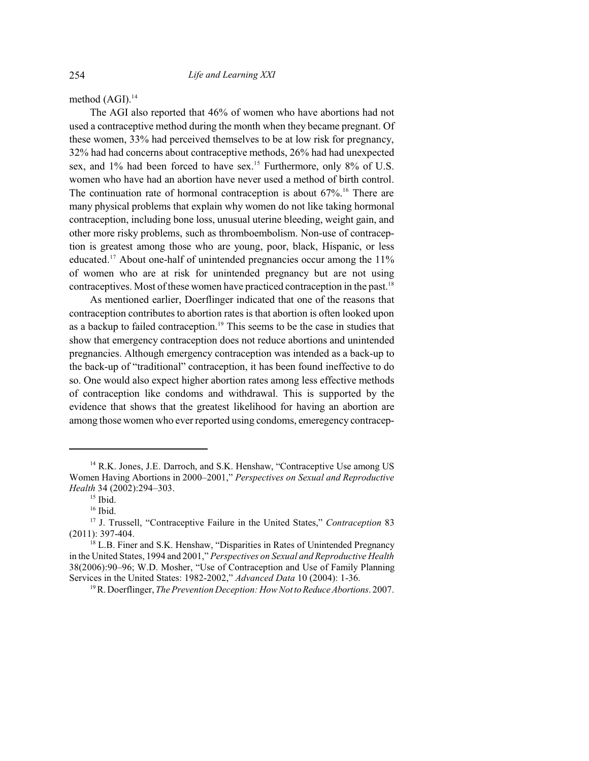method (AGI).[14]

The AGI also reported that 46% of women who have abortions had not used a contraceptive method during the month when they became pregnant. Of these women, 33% had perceived themselves to be at low risk for pregnancy, 32% had had concerns about contraceptive methods, 26% had had unexpected sex, and 1% had been forced to have sex.[15] Furthermore, only 8% of U.S. women who have had an abortion have never used a method of birth control. The continuation rate of hormonal contraception is about 67%.[16] There are many physical problems that explain why women do not like taking hormonal contraception, including bone loss, unusual uterine bleeding, weight gain, and other more risky problems, such as thromboembolism. Non-use of contraception is greatest among those who are young, poor, black, Hispanic, or less educated.[17] About one-half of unintended pregnancies occur among the 11% of women who are at risk for unintended pregnancy but are not using contraceptives. Most of these women have practiced contraception in the past.[18]

As mentioned earlier, Doerflinger indicated that one of the reasons that contraception contributes to abortion rates is that abortion is often looked upon as a backup to failed contraception.[19] This seems to be the case in studies that show that emergency contraception does not reduce abortions and unintended pregnancies. Although emergency contraception was intended as a back-up to the back-up of "traditional" contraception, it has been found ineffective to do so. One would also expect higher abortion rates among less effective methods of contraception like condoms and withdrawal. This is supported by the evidence that shows that the greatest likelihood for having an abortion are among those women who ever reported using condoms, emeregency contracep-

---

[14] R.K. Jones, J.E. Darroch, and S.K. Henshaw, "Contraceptive Use among US Women Having Abortions in 2000–2001," *Perspectives on Sexual and Reproductive Health* 34 (2002):294–303.

[15] Ibid.

[16] Ibid.

[17] J. Trussell, "Contraceptive Failure in the United States," *Contraception* 83 (2011): 397-404.

[18] L.B. Finer and S.K. Henshaw, "Disparities in Rates of Unintended Pregnancy in the United States, 1994 and 2001," *Perspectives on Sexual and Reproductive Health* 38(2006):90–96; W.D. Mosher, "Use of Contraception and Use of Family Planning Services in the United States: 1982-2002," *Advanced Data* 10 (2004): 1-36.

[19] R. Doerflinger, *The Prevention Deception: How Not to Reduce Abortions*. 2007.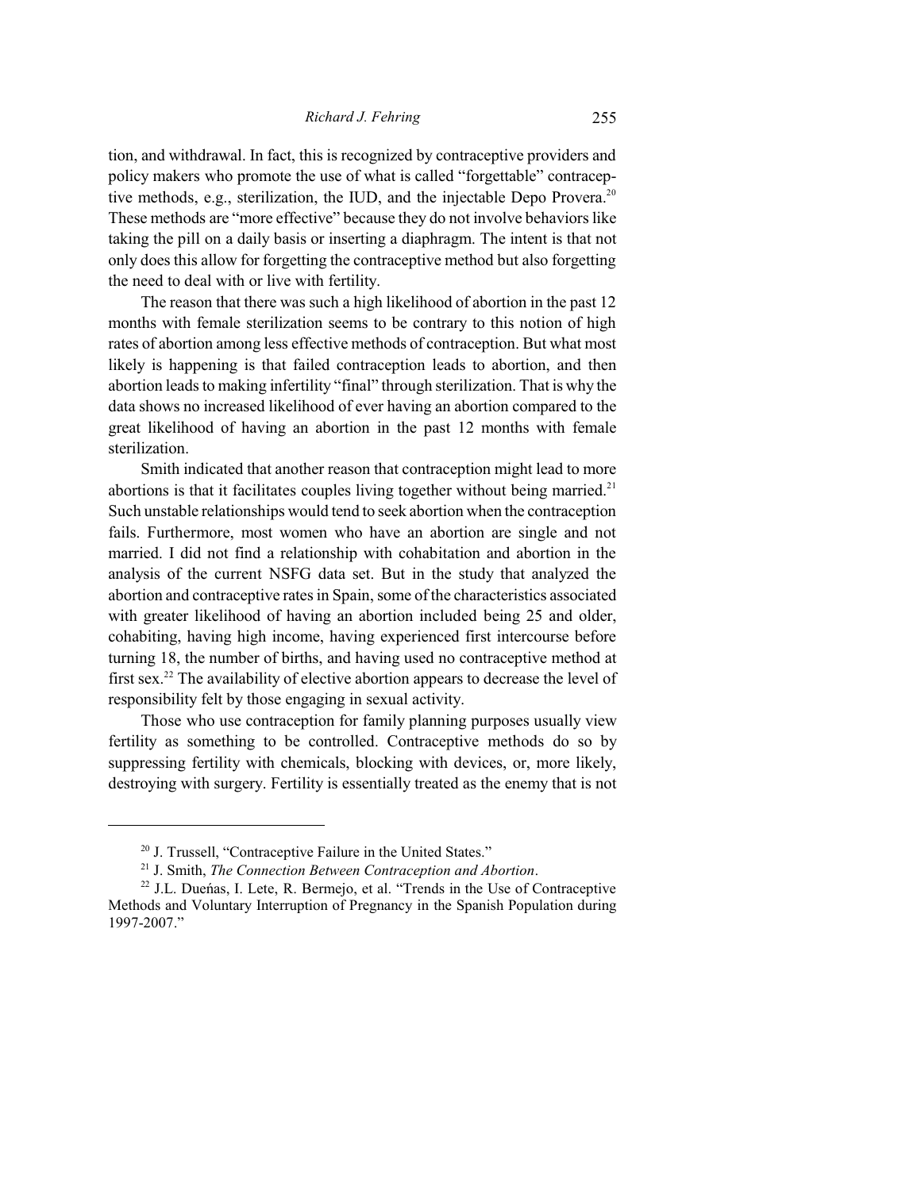tion, and withdrawal. In fact, this is recognized by contraceptive providers and policy makers who promote the use of what is called "forgettable" contraceptive methods, e.g., sterilization, the IUD, and the injectable Depo Provera.[20] These methods are "more effective" because they do not involve behaviors like taking the pill on a daily basis or inserting a diaphragm. The intent is that not only does this allow for forgetting the contraceptive method but also forgetting the need to deal with or live with fertility.

The reason that there was such a high likelihood of abortion in the past 12 months with female sterilization seems to be contrary to this notion of high rates of abortion among less effective methods of contraception. But what most likely is happening is that failed contraception leads to abortion, and then abortion leads to making infertility "final" through sterilization. That is why the data shows no increased likelihood of ever having an abortion compared to the great likelihood of having an abortion in the past 12 months with female sterilization.

Smith indicated that another reason that contraception might lead to more abortions is that it facilitates couples living together without being married.[21] Such unstable relationships would tend to seek abortion when the contraception fails. Furthermore, most women who have an abortion are single and not married. I did not find a relationship with cohabitation and abortion in the analysis of the current NSFG data set. But in the study that analyzed the abortion and contraceptive rates in Spain, some of the characteristics associated with greater likelihood of having an abortion included being 25 and older, cohabiting, having high income, having experienced first intercourse before turning 18, the number of births, and having used no contraceptive method at first sex.[22] The availability of elective abortion appears to decrease the level of responsibility felt by those engaging in sexual activity.

Those who use contraception for family planning purposes usually view fertility as something to be controlled. Contraceptive methods do so by suppressing fertility with chemicals, blocking with devices, or, more likely, destroying with surgery. Fertility is essentially treated as the enemy that is not

---

[20] J. Trussell, "Contraceptive Failure in the United States."

[21] J. Smith, *The Connection Between Contraception and Abortion*.

[22] J.L. Dueńas, I. Lete, R. Bermejo, et al. "Trends in the Use of Contraceptive Methods and Voluntary Interruption of Pregnancy in the Spanish Population during 1997-2007."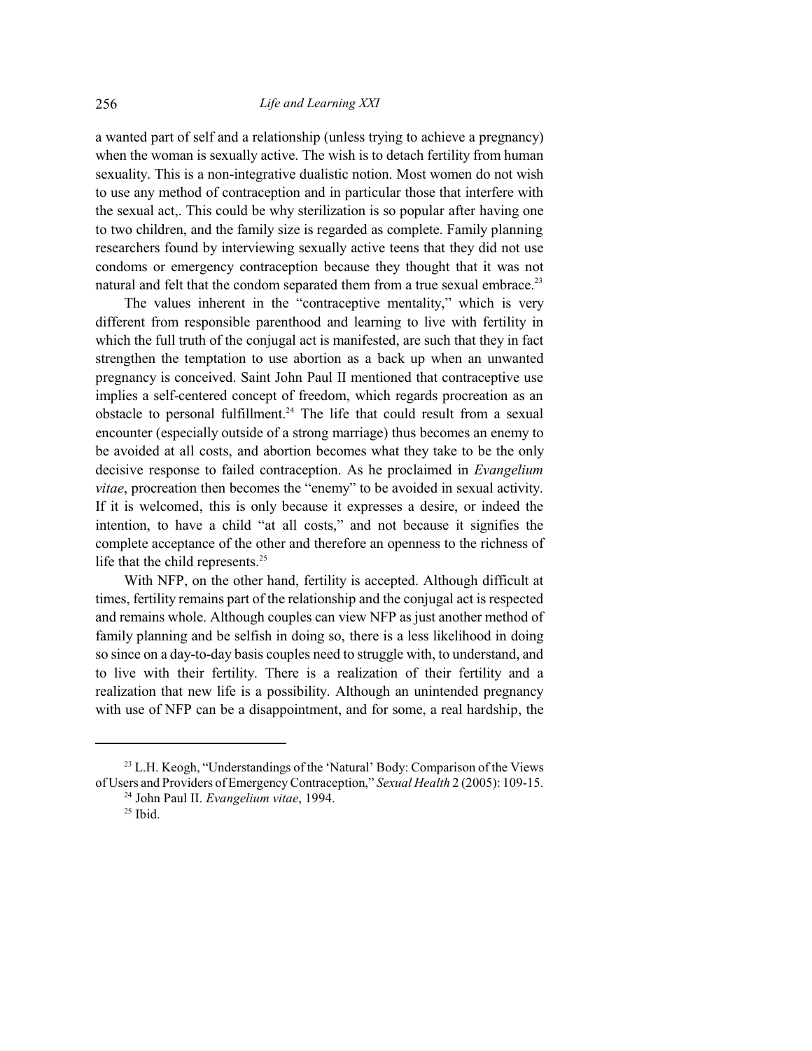a wanted part of self and a relationship (unless trying to achieve a pregnancy) when the woman is sexually active. The wish is to detach fertility from human sexuality. This is a non-integrative dualistic notion. Most women do not wish to use any method of contraception and in particular those that interfere with the sexual act,. This could be why sterilization is so popular after having one to two children, and the family size is regarded as complete. Family planning researchers found by interviewing sexually active teens that they did not use condoms or emergency contraception because they thought that it was not natural and felt that the condom separated them from a true sexual embrace.[23]

The values inherent in the "contraceptive mentality," which is very different from responsible parenthood and learning to live with fertility in which the full truth of the conjugal act is manifested, are such that they in fact strengthen the temptation to use abortion as a back up when an unwanted pregnancy is conceived. Saint John Paul II mentioned that contraceptive use implies a self-centered concept of freedom, which regards procreation as an obstacle to personal fulfillment.[24] The life that could result from a sexual encounter (especially outside of a strong marriage) thus becomes an enemy to be avoided at all costs, and abortion becomes what they take to be the only decisive response to failed contraception. As he proclaimed in *Evangelium vitae*, procreation then becomes the "enemy" to be avoided in sexual activity. If it is welcomed, this is only because it expresses a desire, or indeed the intention, to have a child "at all costs," and not because it signifies the complete acceptance of the other and therefore an openness to the richness of life that the child represents.[25]

With NFP, on the other hand, fertility is accepted. Although difficult at times, fertility remains part of the relationship and the conjugal act is respected and remains whole. Although couples can view NFP as just another method of family planning and be selfish in doing so, there is a less likelihood in doing so since on a day-to-day basis couples need to struggle with, to understand, and to live with their fertility. There is a realization of their fertility and a realization that new life is a possibility. Although an unintended pregnancy with use of NFP can be a disappointment, and for some, a real hardship, the

---

[23] L.H. Keogh, "Understandings of the 'Natural' Body: Comparison of the Views of Users and Providers of Emergency Contraception," *Sexual Health* 2 (2005): 109-15.

[24] John Paul II. *Evangelium vitae*, 1994.

[25] Ibid.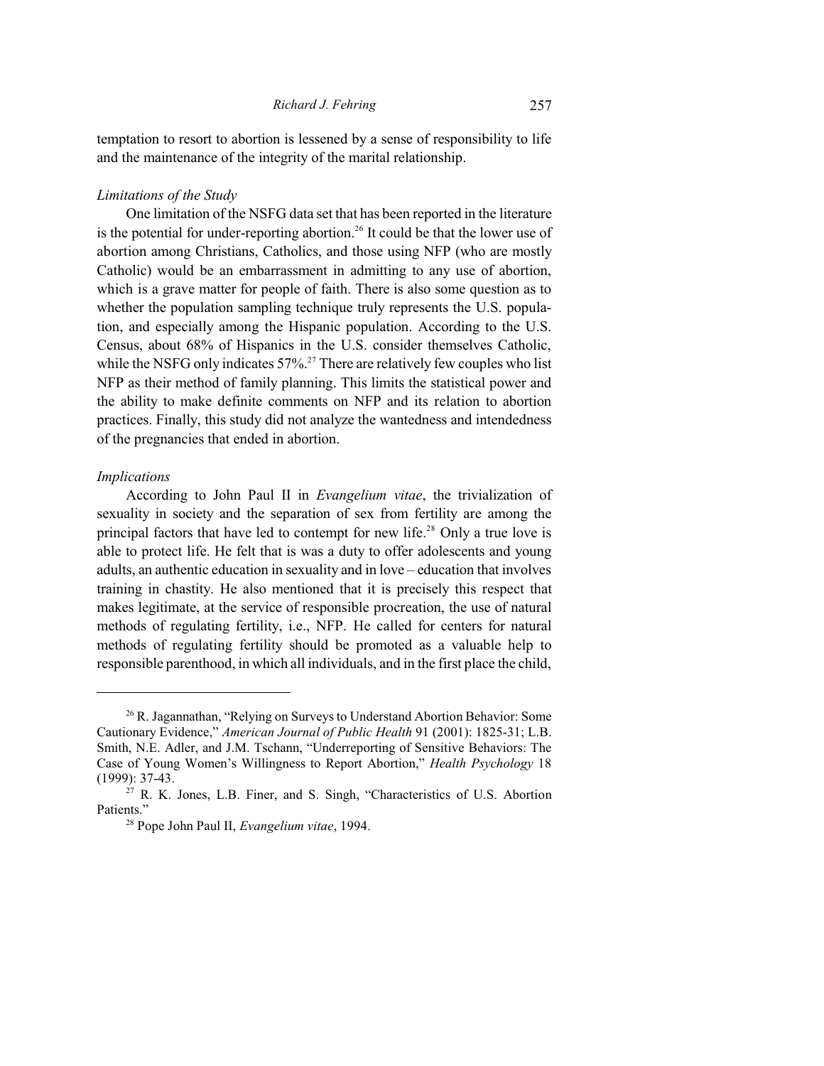temptation to resort to abortion is lessened by a sense of responsibility to life and the maintenance of the integrity of the marital relationship.

### *Limitations of the Study*

One limitation of the NSFG data set that has been reported in the literature is the potential for under-reporting abortion.[26] It could be that the lower use of abortion among Christians, Catholics, and those using NFP (who are mostly Catholic) would be an embarrassment in admitting to any use of abortion, which is a grave matter for people of faith. There is also some question as to whether the population sampling technique truly represents the U.S. population, and especially among the Hispanic population. According to the U.S. Census, about 68% of Hispanics in the U.S. consider themselves Catholic, while the NSFG only indicates 57%.[27] There are relatively few couples who list NFP as their method of family planning. This limits the statistical power and the ability to make definite comments on NFP and its relation to abortion practices. Finally, this study did not analyze the wantedness and intendedness of the pregnancies that ended in abortion.

### *Implications*

According to John Paul II in *Evangelium vitae*, the trivialization of sexuality in society and the separation of sex from fertility are among the principal factors that have led to contempt for new life.[28] Only a true love is able to protect life. He felt that is was a duty to offer adolescents and young adults, an authentic education in sexuality and in love – education that involves training in chastity. He also mentioned that it is precisely this respect that makes legitimate, at the service of responsible procreation, the use of natural methods of regulating fertility, i.e., NFP. He called for centers for natural methods of regulating fertility should be promoted as a valuable help to responsible parenthood, in which all individuals, and in the first place the child,

---

[26] R. Jagannathan, "Relying on Surveys to Understand Abortion Behavior: Some Cautionary Evidence," *American Journal of Public Health* 91 (2001): 1825-31; L.B. Smith, N.E. Adler, and J.M. Tschann, "Underreporting of Sensitive Behaviors: The Case of Young Women's Willingness to Report Abortion," *Health Psychology* 18 (1999): 37-43.

[27] R. K. Jones, L.B. Finer, and S. Singh, "Characteristics of U.S. Abortion Patients."

[28] Pope John Paul II, *Evangelium vitae*, 1994.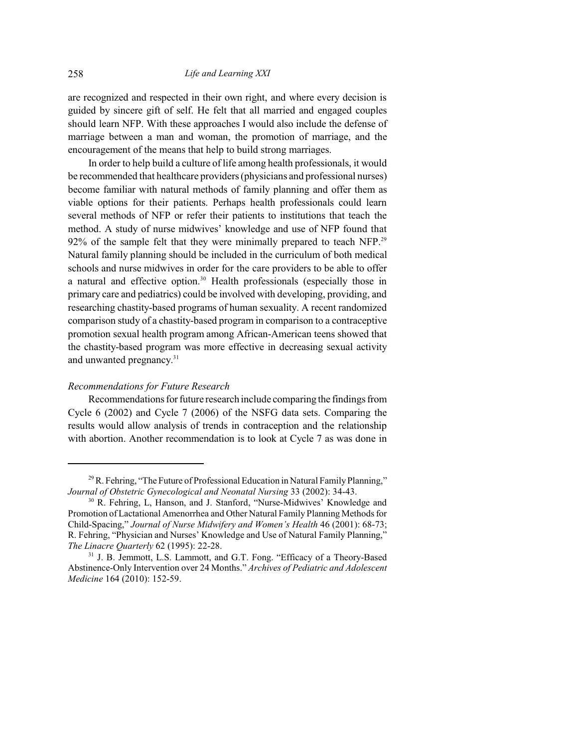are recognized and respected in their own right, and where every decision is guided by sincere gift of self. He felt that all married and engaged couples should learn NFP. With these approaches I would also include the defense of marriage between a man and woman, the promotion of marriage, and the encouragement of the means that help to build strong marriages.

In order to help build a culture of life among health professionals, it would be recommended that healthcare providers (physicians and professional nurses) become familiar with natural methods of family planning and offer them as viable options for their patients. Perhaps health professionals could learn several methods of NFP or refer their patients to institutions that teach the method. A study of nurse midwives' knowledge and use of NFP found that 92% of the sample felt that they were minimally prepared to teach NFP.[29] Natural family planning should be included in the curriculum of both medical schools and nurse midwives in order for the care providers to be able to offer a natural and effective option.[30] Health professionals (especially those in primary care and pediatrics) could be involved with developing, providing, and researching chastity-based programs of human sexuality. A recent randomized comparison study of a chastity-based program in comparison to a contraceptive promotion sexual health program among African-American teens showed that the chastity-based program was more effective in decreasing sexual activity and unwanted pregnancy.[31]

*Recommendations for Future Research*

Recommendations for future research include comparing the findings from Cycle 6 (2002) and Cycle 7 (2006) of the NSFG data sets. Comparing the results would allow analysis of trends in contraception and the relationship with abortion. Another recommendation is to look at Cycle 7 as was done in

---

[29] R. Fehring, "The Future of Professional Education in Natural Family Planning," *Journal of Obstetric Gynecological and Neonatal Nursing* 33 (2002): 34-43.

[30] R. Fehring, L, Hanson, and J. Stanford, "Nurse-Midwives' Knowledge and Promotion of Lactational Amenorrhea and Other Natural Family Planning Methods for Child-Spacing," *Journal of Nurse Midwifery and Women's Health* 46 (2001): 68-73; R. Fehring, "Physician and Nurses' Knowledge and Use of Natural Family Planning," *The Linacre Quarterly* 62 (1995): 22-28.

[31] J. B. Jemmott, L.S. Lammott, and G.T. Fong. "Efficacy of a Theory-Based Abstinence-Only Intervention over 24 Months." *Archives of Pediatric and Adolescent Medicine* 164 (2010): 152-59.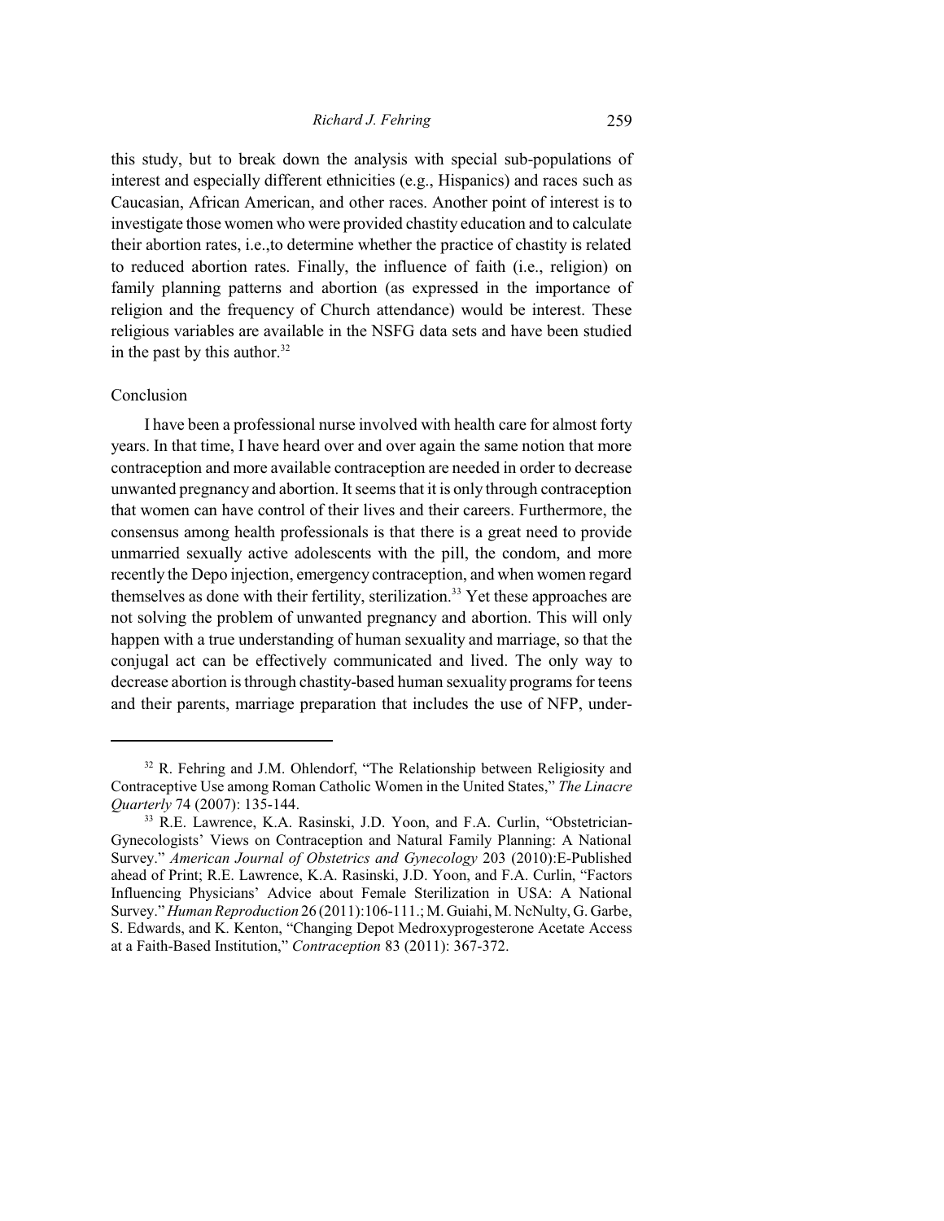this study, but to break down the analysis with special sub-populations of interest and especially different ethnicities (e.g., Hispanics) and races such as Caucasian, African American, and other races. Another point of interest is to investigate those women who were provided chastity education and to calculate their abortion rates, i.e.,to determine whether the practice of chastity is related to reduced abortion rates. Finally, the influence of faith (i.e., religion) on family planning patterns and abortion (as expressed in the importance of religion and the frequency of Church attendance) would be interest. These religious variables are available in the NSFG data sets and have been studied in the past by this author.[32]

## Conclusion

I have been a professional nurse involved with health care for almost forty years. In that time, I have heard over and over again the same notion that more contraception and more available contraception are needed in order to decrease unwanted pregnancy and abortion. It seems that it is only through contraception that women can have control of their lives and their careers. Furthermore, the consensus among health professionals is that there is a great need to provide unmarried sexually active adolescents with the pill, the condom, and more recently the Depo injection, emergency contraception, and when women regard themselves as done with their fertility, sterilization.[33] Yet these approaches are not solving the problem of unwanted pregnancy and abortion. This will only happen with a true understanding of human sexuality and marriage, so that the conjugal act can be effectively communicated and lived. The only way to decrease abortion is through chastity-based human sexuality programs for teens and their parents, marriage preparation that includes the use of NFP, under-

---

[32] R. Fehring and J.M. Ohlendorf, "The Relationship between Religiosity and Contraceptive Use among Roman Catholic Women in the United States," *The Linacre Quarterly* 74 (2007): 135-144.

[33] R.E. Lawrence, K.A. Rasinski, J.D. Yoon, and F.A. Curlin, "Obstetrician-Gynecologists' Views on Contraception and Natural Family Planning: A National Survey." *American Journal of Obstetrics and Gynecology* 203 (2010):E-Published ahead of Print; R.E. Lawrence, K.A. Rasinski, J.D. Yoon, and F.A. Curlin, "Factors Influencing Physicians' Advice about Female Sterilization in USA: A National Survey." *Human Reproduction* 26 (2011):106-111.; M. Guiahi, M. NcNulty, G. Garbe, S. Edwards, and K. Kenton, "Changing Depot Medroxyprogesterone Acetate Access at a Faith-Based Institution," *Contraception* 83 (2011): 367-372.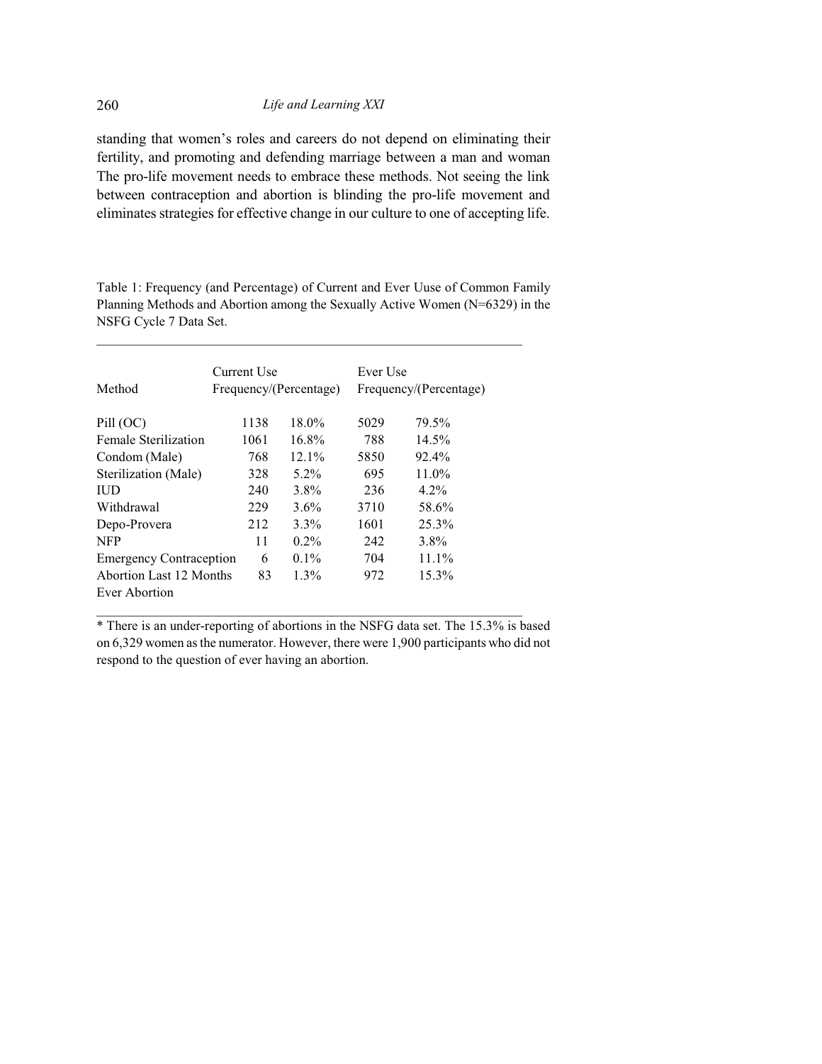standing that women's roles and careers do not depend on eliminating their fertility, and promoting and defending marriage between a man and woman The pro-life movement needs to embrace these methods. Not seeing the link between contraception and abortion is blinding the pro-life movement and eliminates strategies for effective change in our culture to one of accepting life.

Table 1: Frequency (and Percentage) of Current and Ever Uuse of Common Family Planning Methods and Abortion among the Sexually Active Women (N=6329) in the NSFG Cycle 7 Data Set.

| Method | Current Use Frequency/(Percentage) | | Ever Use Frequency/(Percentage) | |
|---|---|---|---|---|
| Pill (OC) | 1138 | 18.0% | 5029 | 79.5% |
| Female Sterilization | 1061 | 16.8% | 788 | 14.5% |
| Condom (Male) | 768 | 12.1% | 5850 | 92.4% |
| Sterilization (Male) | 328 | 5.2% | 695 | 11.0% |
| IUD | 240 | 3.8% | 236 | 4.2% |
| Withdrawal | 229 | 3.6% | 3710 | 58.6% |
| Depo-Provera | 212 | 3.3% | 1601 | 25.3% |
| NFP | 11 | 0.2% | 242 | 3.8% |
| Emergency Contraception | 6 | 0.1% | 704 | 11.1% |
| Abortion Last 12 Months | 83 | 1.3% | 972 | 15.3% |
| Ever Abortion | | | | |

* There is an under-reporting of abortions in the NSFG data set. The 15.3% is based on 6,329 women as the numerator. However, there were 1,900 participants who did not respond to the question of ever having an abortion.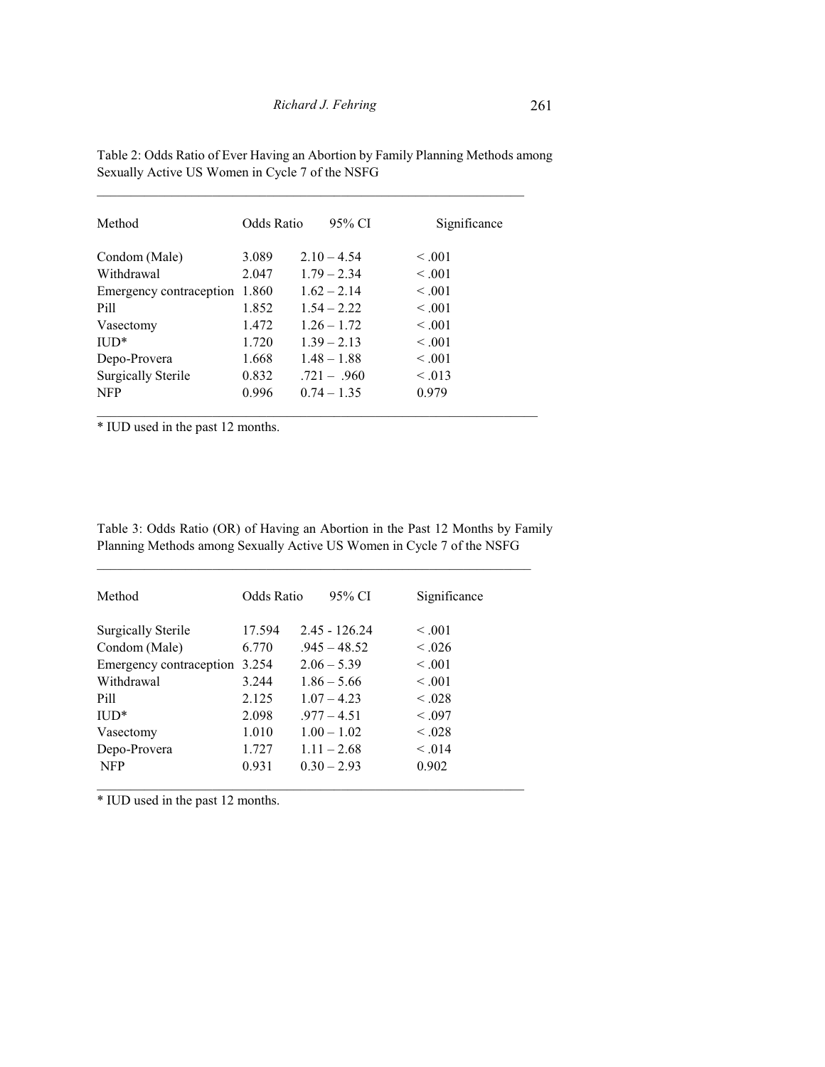Table 2: Odds Ratio of Ever Having an Abortion by Family Planning Methods among Sexually Active US Women in Cycle 7 of the NSFG

| Method | Odds Ratio | 95% CI | Significance |
|---|---|---|---|
| Condom (Male) | 3.089 | 2.10 – 4.54 | < .001 |
| Withdrawal | 2.047 | 1.79 – 2.34 | < .001 |
| Emergency contraception | 1.860 | 1.62 – 2.14 | < .001 |
| Pill | 1.852 | 1.54 – 2.22 | < .001 |
| Vasectomy | 1.472 | 1.26 – 1.72 | < .001 |
| IUD* | 1.720 | 1.39 – 2.13 | < .001 |
| Depo-Provera | 1.668 | 1.48 – 1.88 | < .001 |
| Surgically Sterile | 0.832 | .721 – .960 | < .013 |
| NFP | 0.996 | 0.74 – 1.35 | 0.979 |

* IUD used in the past 12 months.

Table 3: Odds Ratio (OR) of Having an Abortion in the Past 12 Months by Family Planning Methods among Sexually Active US Women in Cycle 7 of the NSFG

| Method | Odds Ratio | 95% CI | Significance |
|---|---|---|---|
| Surgically Sterile | 17.594 | 2.45 - 126.24 | < .001 |
| Condom (Male) | 6.770 | .945 – 48.52 | < .026 |
| Emergency contraception | 3.254 | 2.06 – 5.39 | < .001 |
| Withdrawal | 3.244 | 1.86 – 5.66 | < .001 |
| Pill | 2.125 | 1.07 – 4.23 | < .028 |
| IUD* | 2.098 | .977 – 4.51 | < .097 |
| Vasectomy | 1.010 | 1.00 – 1.02 | < .028 |
| Depo-Provera | 1.727 | 1.11 – 2.68 | < .014 |
| NFP | 0.931 | 0.30 – 2.93 | 0.902 |

* IUD used in the past 12 months.